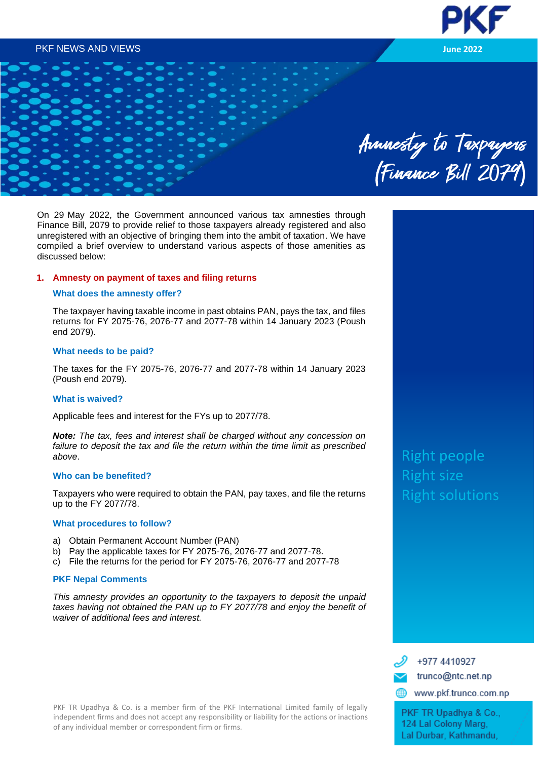PKF NEWS AND VIEWS

June 2022

# Amnesty to Taxpayers (Finance Bill 2079)

On 29 May 2022, the Government announced various tax amnesties through Finance Bill, 2079 to provide relief to those taxpayers already registered and also unregistered with an objective of bringing them into the ambit of taxation. We have compiled a brief overview to understand various aspects of those amenities as discussed below:

## 1. Amnesty on payment of taxes and filing returns

### What does the amnesty offer?

The taxpayer having taxable income in past obtains PAN, pays the tax, and files returns for FY 2075-76, 2076-77 and 2077-78 within 14 January 2023 (Poush end 2079).

### What needs to be paid?

The taxes for the FY 2075-76, 2076-77 and 2077-78 within 14 January 2023 (Poush end 2079).

### What is waived?

Applicable fees and interest for the FYs up to 2077/78.

***Note:*** *The tax, fees and interest shall be charged without any concession on failure to deposit the tax and file the return within the time limit as prescribed above*.

### Who can be benefited?

Taxpayers who were required to obtain the PAN, pay taxes, and file the returns up to the FY 2077/78.

### What procedures to follow?

a) Obtain Permanent Account Number (PAN)
b) Pay the applicable taxes for FY 2075-76, 2076-77 and 2077-78.
c) File the returns for the period for FY 2075-76, 2076-77 and 2077-78

### PKF Nepal Comments

*This amnesty provides an opportunity to the taxpayers to deposit the unpaid taxes having not obtained the PAN up to FY 2077/78 and enjoy the benefit of waiver of additional fees and interest.*

Right people
Right size
Right solutions

+977 4410927
trunco@ntc.net.np
www.pkf.trunco.com.np

PKF TR Upadhya & Co.,
124 Lal Colony Marg,
Lal Durbar, Kathmandu,

PKF TR Upadhya & Co. is a member firm of the PKF International Limited family of legally independent firms and does not accept any responsibility or liability for the actions or inactions of any individual member or correspondent firm or firms.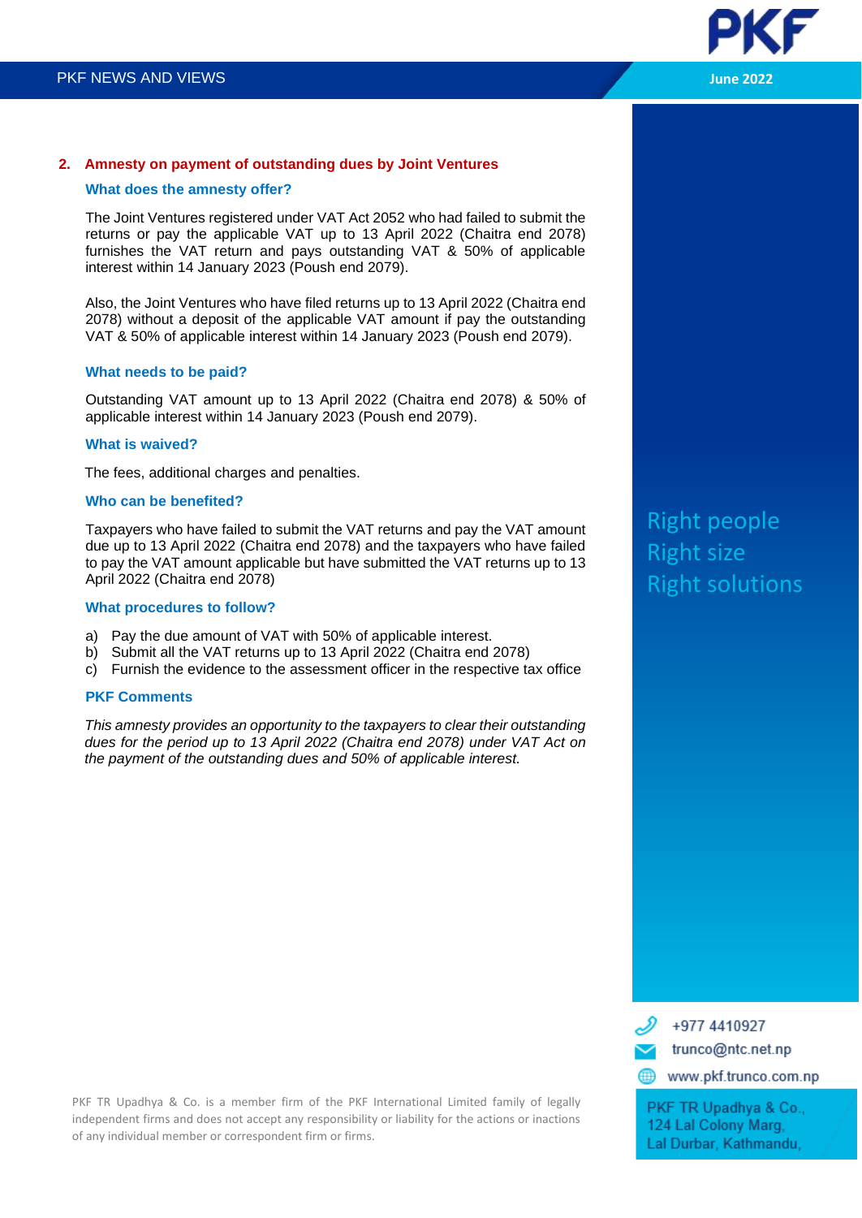## 2. Amnesty on payment of outstanding dues by Joint Ventures

### What does the amnesty offer?

The Joint Ventures registered under VAT Act 2052 who had failed to submit the returns or pay the applicable VAT up to 13 April 2022 (Chaitra end 2078) furnishes the VAT return and pays outstanding VAT & 50% of applicable interest within 14 January 2023 (Poush end 2079).

Also, the Joint Ventures who have filed returns up to 13 April 2022 (Chaitra end 2078) without a deposit of the applicable VAT amount if pay the outstanding VAT & 50% of applicable interest within 14 January 2023 (Poush end 2079).

### What needs to be paid?

Outstanding VAT amount up to 13 April 2022 (Chaitra end 2078) & 50% of applicable interest within 14 January 2023 (Poush end 2079).

### What is waived?

The fees, additional charges and penalties.

### Who can be benefited?

Taxpayers who have failed to submit the VAT returns and pay the VAT amount due up to 13 April 2022 (Chaitra end 2078) and the taxpayers who have failed to pay the VAT amount applicable but have submitted the VAT returns up to 13 April 2022 (Chaitra end 2078)

### What procedures to follow?

a) Pay the due amount of VAT with 50% of applicable interest.
b) Submit all the VAT returns up to 13 April 2022 (Chaitra end 2078)
c) Furnish the evidence to the assessment officer in the respective tax office

### PKF Comments

*This amnesty provides an opportunity to the taxpayers to clear their outstanding dues for the period up to 13 April 2022 (Chaitra end 2078) under VAT Act on the payment of the outstanding dues and 50% of applicable interest.*

Right people
Right size
Right solutions

+977 4410927
trunco@ntc.net.np
www.pkf.trunco.com.np

PKF TR Upadhya & Co.,
124 Lal Colony Marg,
Lal Durbar, Kathmandu,

PKF TR Upadhya & Co. is a member firm of the PKF International Limited family of legally independent firms and does not accept any responsibility or liability for the actions or inactions of any individual member or correspondent firm or firms.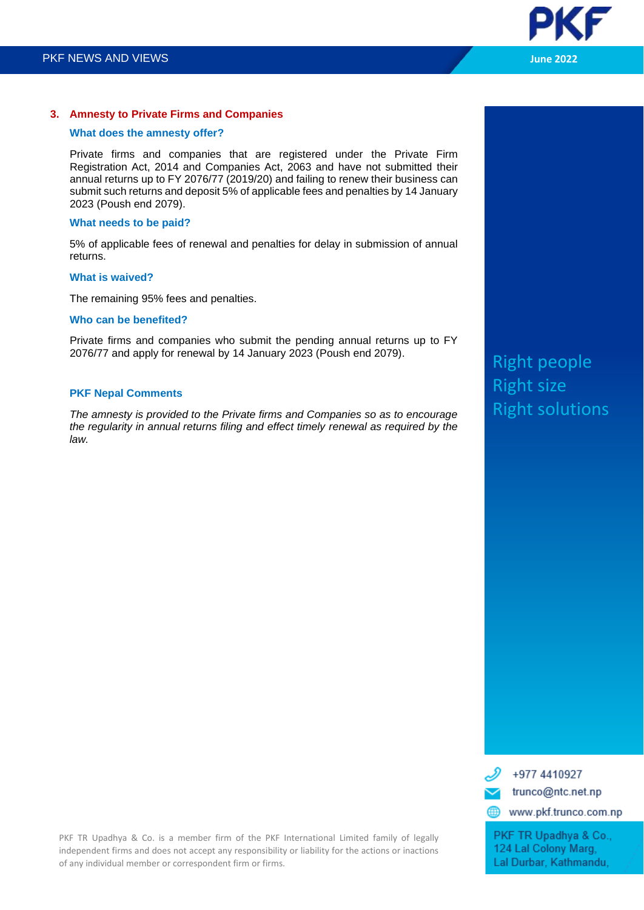## 3. Amnesty to Private Firms and Companies

### What does the amnesty offer?

Private firms and companies that are registered under the Private Firm Registration Act, 2014 and Companies Act, 2063 and have not submitted their annual returns up to FY 2076/77 (2019/20) and failing to renew their business can submit such returns and deposit 5% of applicable fees and penalties by 14 January 2023 (Poush end 2079).

### What needs to be paid?

5% of applicable fees of renewal and penalties for delay in submission of annual returns.

### What is waived?

The remaining 95% fees and penalties.

### Who can be benefited?

Private firms and companies who submit the pending annual returns up to FY 2076/77 and apply for renewal by 14 January 2023 (Poush end 2079).

### PKF Nepal Comments

*The amnesty is provided to the Private firms and Companies so as to encourage the regularity in annual returns filing and effect timely renewal as required by the law.*

Right people
Right size
Right solutions

+977 4410927
trunco@ntc.net.np
www.pkf.trunco.com.np

PKF TR Upadhya & Co.,
124 Lal Colony Marg,
Lal Durbar, Kathmandu,

PKF TR Upadhya & Co. is a member firm of the PKF International Limited family of legally independent firms and does not accept any responsibility or liability for the actions or inactions of any individual member or correspondent firm or firms.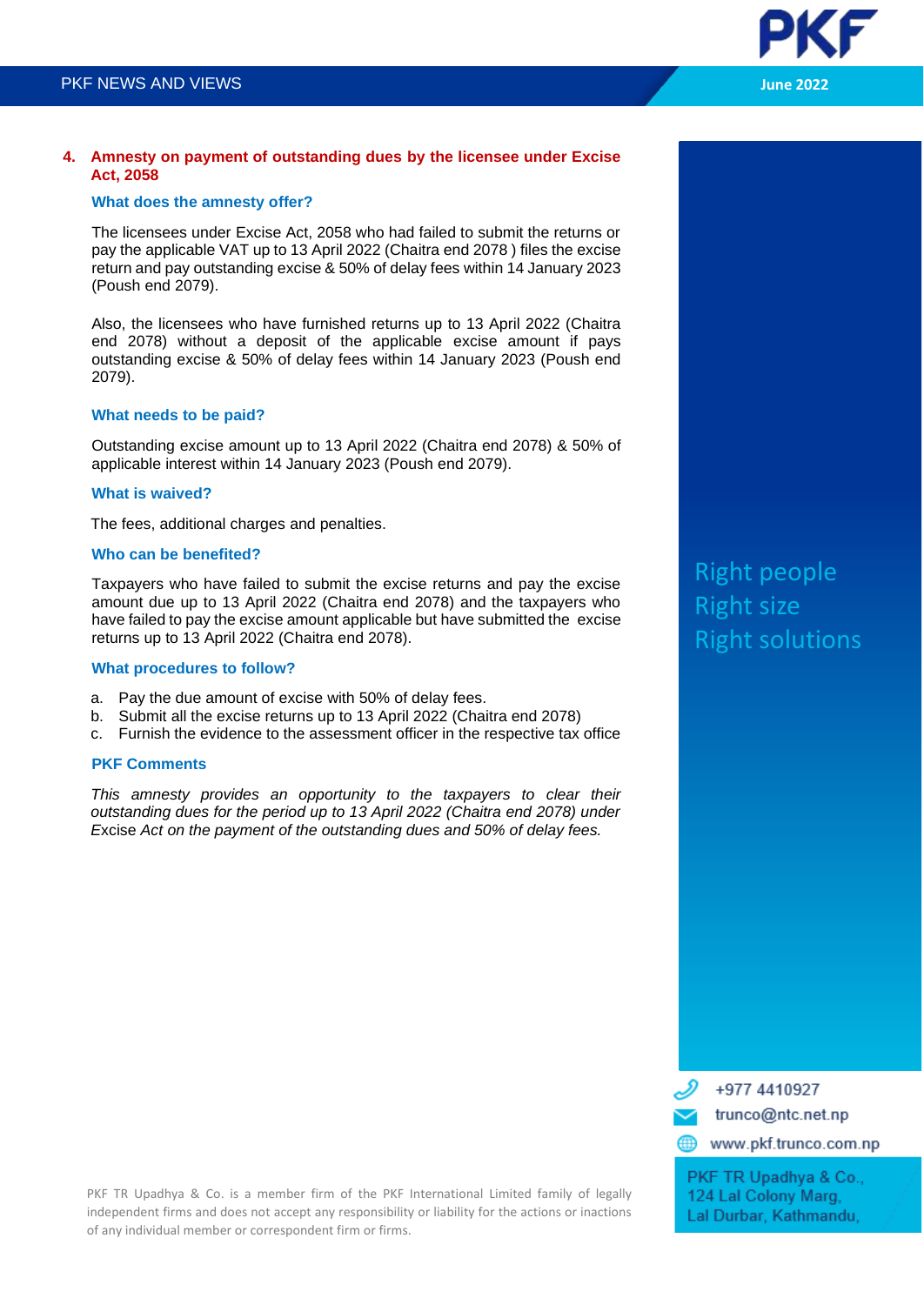## 4. Amnesty on payment of outstanding dues by the licensee under Excise Act, 2058

### What does the amnesty offer?

The licensees under Excise Act, 2058 who had failed to submit the returns or pay the applicable VAT up to 13 April 2022 (Chaitra end 2078 ) files the excise return and pay outstanding excise & 50% of delay fees within 14 January 2023 (Poush end 2079).

Also, the licensees who have furnished returns up to 13 April 2022 (Chaitra end 2078) without a deposit of the applicable excise amount if pays outstanding excise & 50% of delay fees within 14 January 2023 (Poush end 2079).

### What needs to be paid?

Outstanding excise amount up to 13 April 2022 (Chaitra end 2078) & 50% of applicable interest within 14 January 2023 (Poush end 2079).

### What is waived?

The fees, additional charges and penalties.

### Who can be benefited?

Taxpayers who have failed to submit the excise returns and pay the excise amount due up to 13 April 2022 (Chaitra end 2078) and the taxpayers who have failed to pay the excise amount applicable but have submitted the excise returns up to 13 April 2022 (Chaitra end 2078).

### What procedures to follow?

a. Pay the due amount of excise with 50% of delay fees.
b. Submit all the excise returns up to 13 April 2022 (Chaitra end 2078)
c. Furnish the evidence to the assessment officer in the respective tax office

### PKF Comments

*This amnesty provides an opportunity to the taxpayers to clear their outstanding dues for the period up to 13 April 2022 (Chaitra end 2078) under Excise Act on the payment of the outstanding dues and 50% of delay fees.*

Right people
Right size
Right solutions

+977 4410927
trunco@ntc.net.np
www.pkf.trunco.com.np

PKF TR Upadhya & Co.,
124 Lal Colony Marg,
Lal Durbar, Kathmandu,

PKF TR Upadhya & Co. is a member firm of the PKF International Limited family of legally independent firms and does not accept any responsibility or liability for the actions or inactions of any individual member or correspondent firm or firms.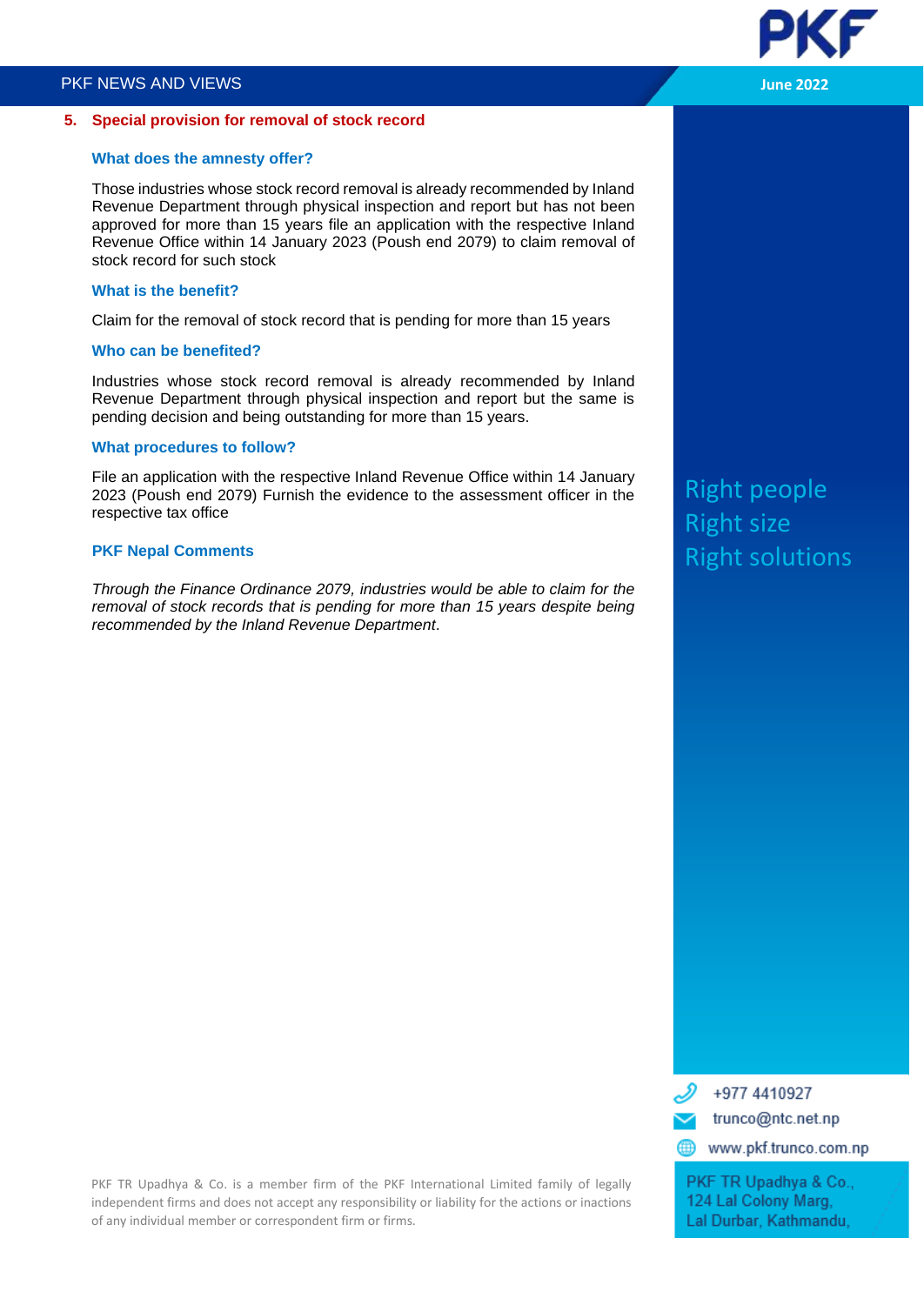## 5. Special provision for removal of stock record

### What does the amnesty offer?

Those industries whose stock record removal is already recommended by Inland Revenue Department through physical inspection and report but has not been approved for more than 15 years file an application with the respective Inland Revenue Office within 14 January 2023 (Poush end 2079) to claim removal of stock record for such stock

### What is the benefit?

Claim for the removal of stock record that is pending for more than 15 years

### Who can be benefited?

Industries whose stock record removal is already recommended by Inland Revenue Department through physical inspection and report but the same is pending decision and being outstanding for more than 15 years.

### What procedures to follow?

File an application with the respective Inland Revenue Office within 14 January 2023 (Poush end 2079) Furnish the evidence to the assessment officer in the respective tax office

### PKF Nepal Comments

*Through the Finance Ordinance 2079, industries would be able to claim for the removal of stock records that is pending for more than 15 years despite being recommended by the Inland Revenue Department*.

Right people
Right size
Right solutions

+977 4410927
trunco@ntc.net.np
www.pkf.trunco.com.np

PKF TR Upadhya & Co.,
124 Lal Colony Marg,
Lal Durbar, Kathmandu,

PKF TR Upadhya & Co. is a member firm of the PKF International Limited family of legally independent firms and does not accept any responsibility or liability for the actions or inactions of any individual member or correspondent firm or firms.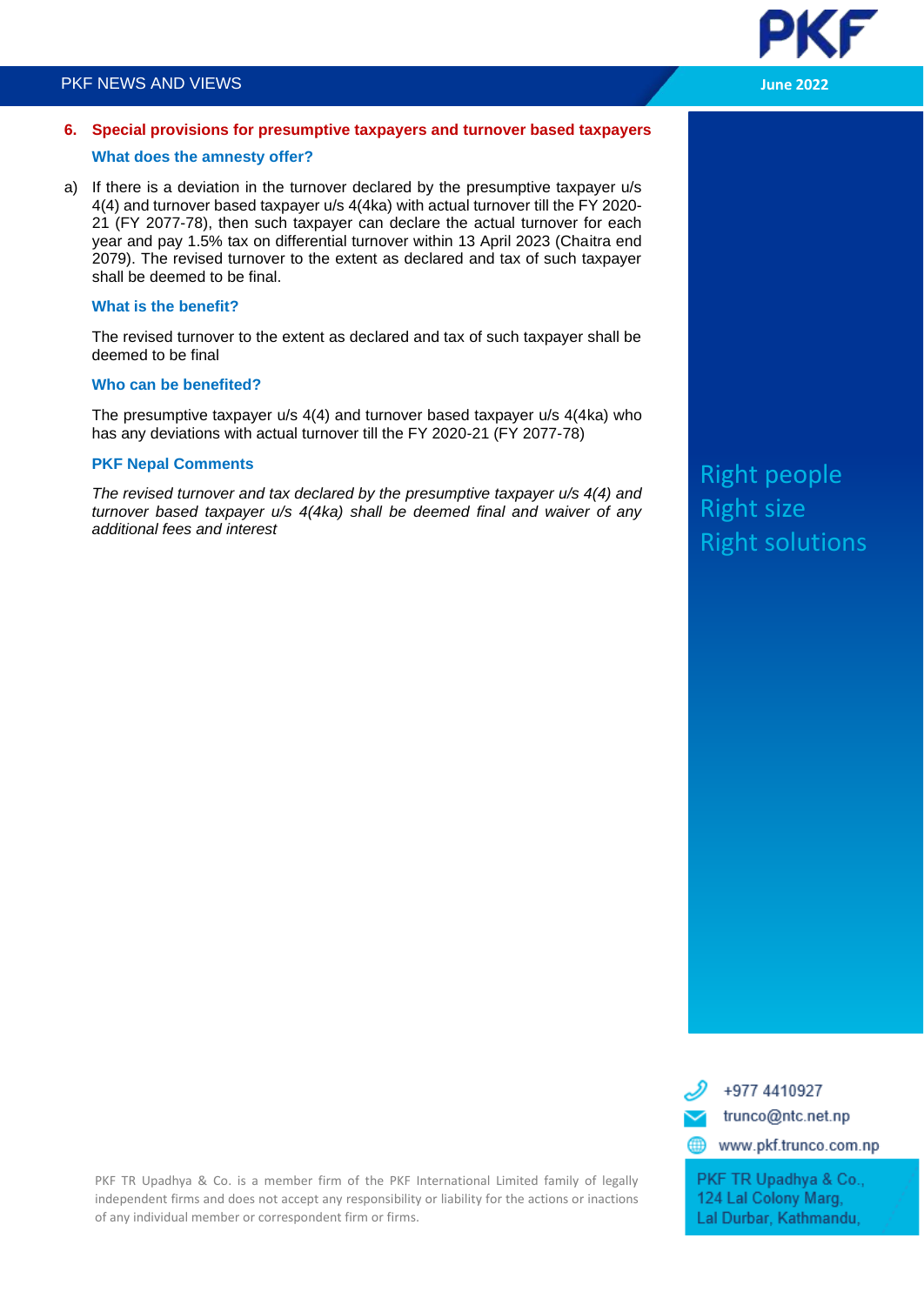## 6. Special provisions for presumptive taxpayers and turnover based taxpayers

### What does the amnesty offer?

a) If there is a deviation in the turnover declared by the presumptive taxpayer u/s 4(4) and turnover based taxpayer u/s 4(4ka) with actual turnover till the FY 2020-21 (FY 2077-78), then such taxpayer can declare the actual turnover for each year and pay 1.5% tax on differential turnover within 13 April 2023 (Chaitra end 2079). The revised turnover to the extent as declared and tax of such taxpayer shall be deemed to be final.

### What is the benefit?

The revised turnover to the extent as declared and tax of such taxpayer shall be deemed to be final

### Who can be benefited?

The presumptive taxpayer u/s 4(4) and turnover based taxpayer u/s 4(4ka) who has any deviations with actual turnover till the FY 2020-21 (FY 2077-78)

### PKF Nepal Comments

*The revised turnover and tax declared by the presumptive taxpayer u/s 4(4) and turnover based taxpayer u/s 4(4ka) shall be deemed final and waiver of any additional fees and interest*

Right people
Right size
Right solutions

+977 4410927
trunco@ntc.net.np
www.pkf.trunco.com.np

PKF TR Upadhya & Co.,
124 Lal Colony Marg,
Lal Durbar, Kathmandu,

PKF TR Upadhya & Co. is a member firm of the PKF International Limited family of legally independent firms and does not accept any responsibility or liability for the actions or inactions of any individual member or correspondent firm or firms.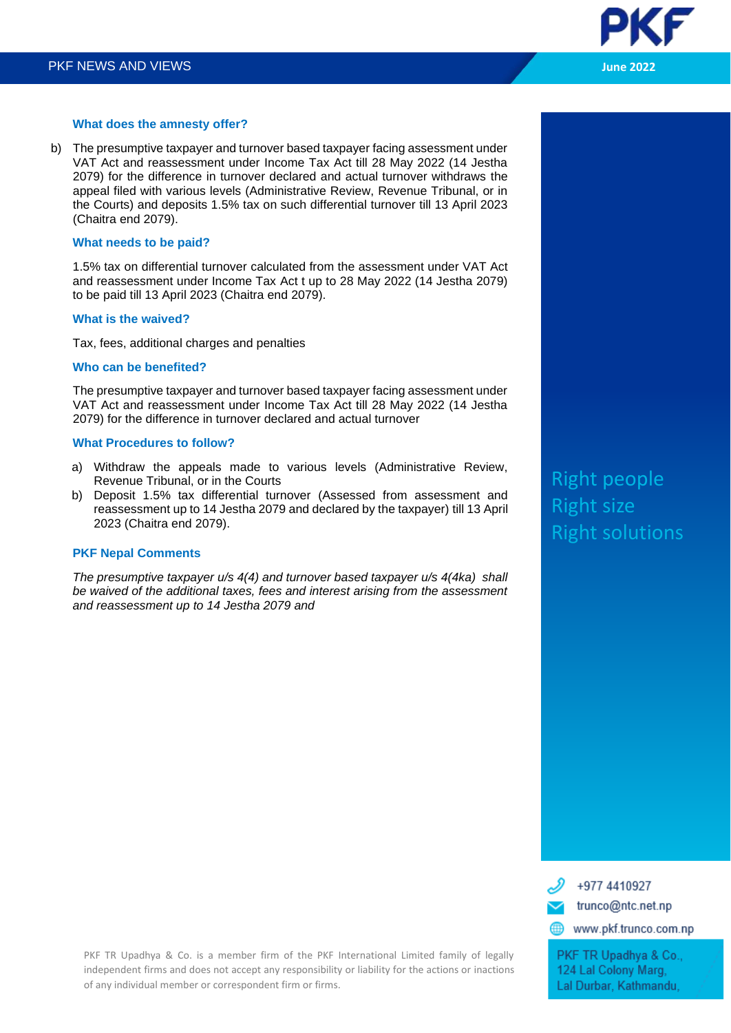### What does the amnesty offer?

b) The presumptive taxpayer and turnover based taxpayer facing assessment under VAT Act and reassessment under Income Tax Act till 28 May 2022 (14 Jestha 2079) for the difference in turnover declared and actual turnover withdraws the appeal filed with various levels (Administrative Review, Revenue Tribunal, or in the Courts) and deposits 1.5% tax on such differential turnover till 13 April 2023 (Chaitra end 2079).

### What needs to be paid?

1.5% tax on differential turnover calculated from the assessment under VAT Act and reassessment under Income Tax Act t up to 28 May 2022 (14 Jestha 2079) to be paid till 13 April 2023 (Chaitra end 2079).

### What is the waived?

Tax, fees, additional charges and penalties

### Who can be benefited?

The presumptive taxpayer and turnover based taxpayer facing assessment under VAT Act and reassessment under Income Tax Act till 28 May 2022 (14 Jestha 2079) for the difference in turnover declared and actual turnover

### What Procedures to follow?

a) Withdraw the appeals made to various levels (Administrative Review, Revenue Tribunal, or in the Courts
b) Deposit 1.5% tax differential turnover (Assessed from assessment and reassessment up to 14 Jestha 2079 and declared by the taxpayer) till 13 April 2023 (Chaitra end 2079).

### PKF Nepal Comments

*The presumptive taxpayer u/s 4(4) and turnover based taxpayer u/s 4(4ka) shall be waived of the additional taxes, fees and interest arising from the assessment and reassessment up to 14 Jestha 2079 and*

Right people
Right size
Right solutions

+977 4410927
trunco@ntc.net.np
www.pkf.trunco.com.np

PKF TR Upadhya & Co.,
124 Lal Colony Marg,
Lal Durbar, Kathmandu,

PKF TR Upadhya & Co. is a member firm of the PKF International Limited family of legally independent firms and does not accept any responsibility or liability for the actions or inactions of any individual member or correspondent firm or firms.